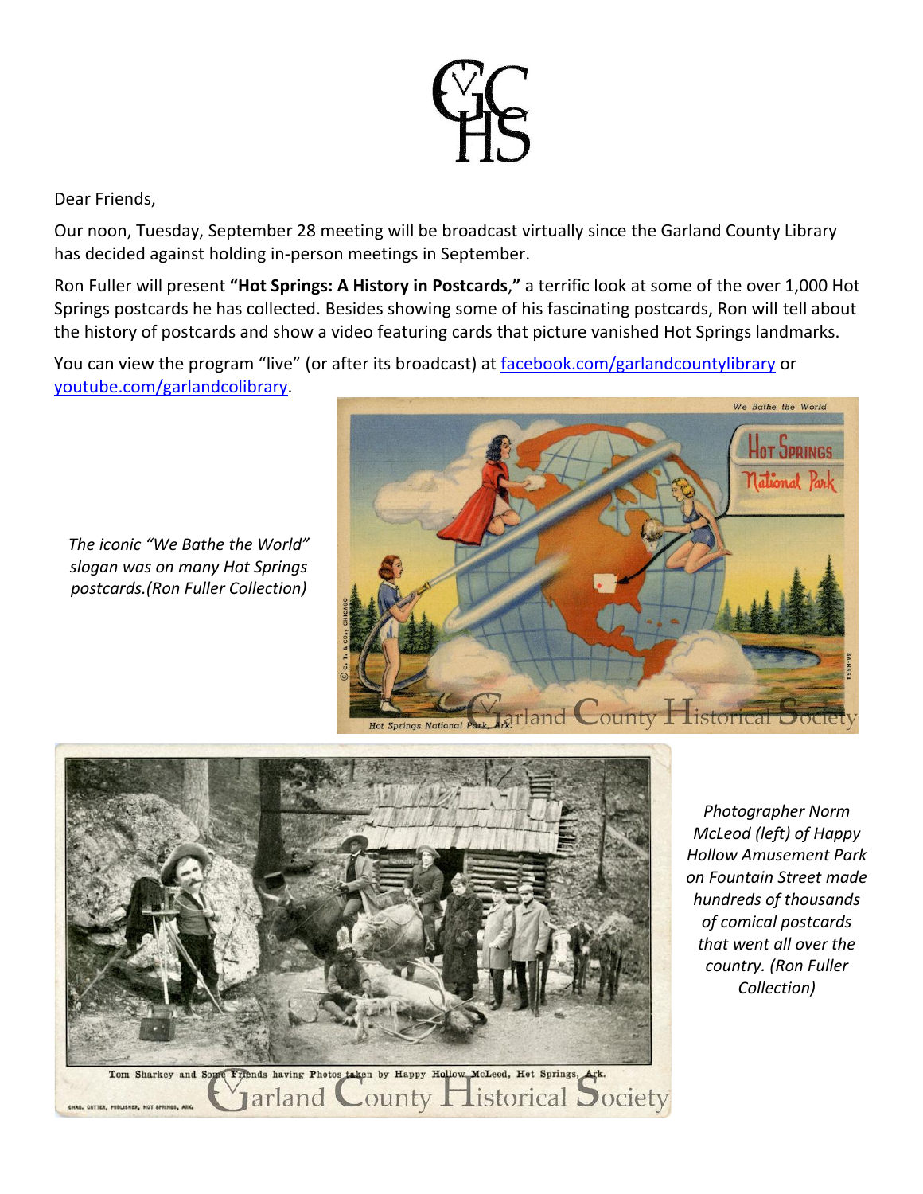GCHS

Dear Friends,

Our noon, Tuesday, September 28 meeting will be broadcast virtually since the Garland County Library has decided against holding in-person meetings in September.

Ron Fuller will present **"Hot Springs: A History in Postcards,"** a terrific look at some of the over 1,000 Hot Springs postcards he has collected. Besides showing some of his fascinating postcards, Ron will tell about the history of postcards and show a video featuring cards that picture vanished Hot Springs landmarks.

You can view the program "live" (or after its broadcast) at [facebook.com/garlandcountylibrary](facebook.com/garlandcountylibrary) or [youtube.com/garlandcolibrary](youtube.com/garlandcolibrary).

*The iconic "We Bathe the World" slogan was on many Hot Springs postcards.(Ron Fuller Collection)*

*Photographer Norm McLeod (left) of Happy Hollow Amusement Park on Fountain Street made hundreds of thousands of comical postcards that went all over the country. (Ron Fuller Collection)*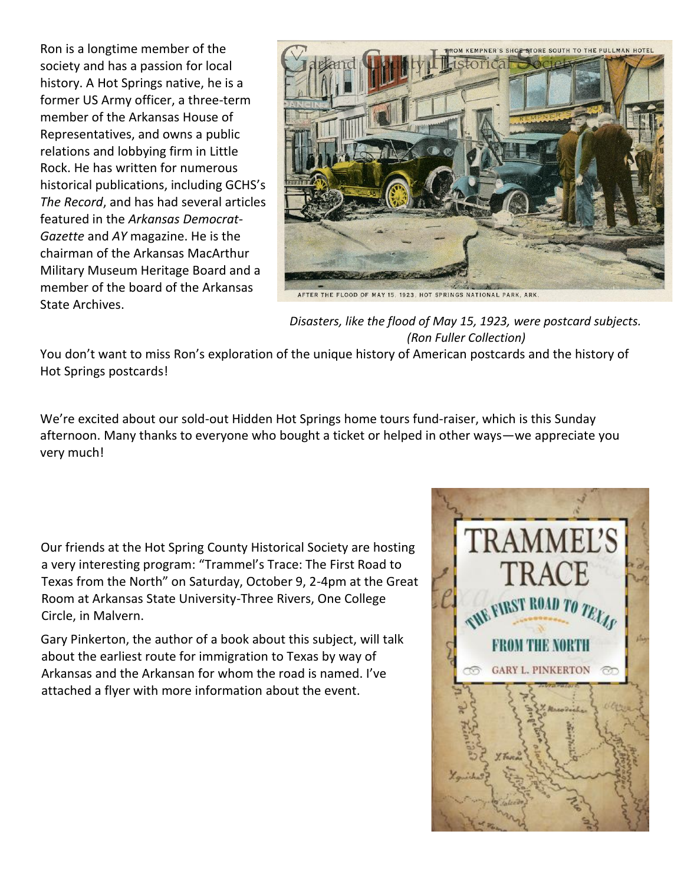Ron is a longtime member of the society and has a passion for local history. A Hot Springs native, he is a former US Army officer, a three-term member of the Arkansas House of Representatives, and owns a public relations and lobbying firm in Little Rock. He has written for numerous historical publications, including GCHS's *The Record*, and has had several articles featured in the *Arkansas Democrat-Gazette* and *AY* magazine. He is the chairman of the Arkansas MacArthur Military Museum Heritage Board and a member of the board of the Arkansas State Archives.

*Disasters, like the flood of May 15, 1923, were postcard subjects. (Ron Fuller Collection)*

You don't want to miss Ron's exploration of the unique history of American postcards and the history of Hot Springs postcards!

We're excited about our sold-out Hidden Hot Springs home tours fund-raiser, which is this Sunday afternoon. Many thanks to everyone who bought a ticket or helped in other ways—we appreciate you very much!

Our friends at the Hot Spring County Historical Society are hosting a very interesting program: "Trammel's Trace: The First Road to Texas from the North" on Saturday, October 9, 2-4pm at the Great Room at Arkansas State University-Three Rivers, One College Circle, in Malvern.

Gary Pinkerton, the author of a book about this subject, will talk about the earliest route for immigration to Texas by way of Arkansas and the Arkansan for whom the road is named. I've attached a flyer with more information about the event.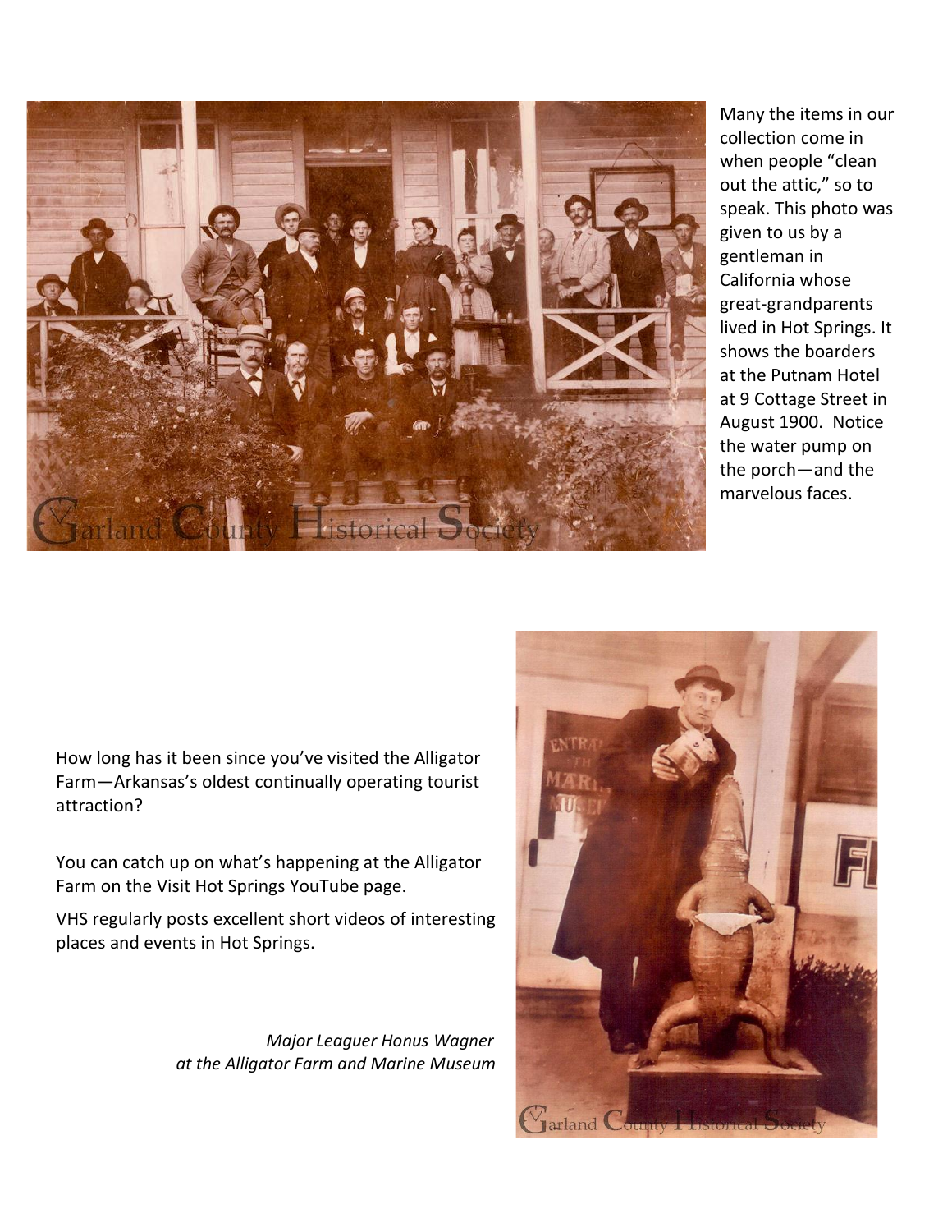Many the items in our collection come in when people "clean out the attic," so to speak. This photo was given to us by a gentleman in California whose great-grandparents lived in Hot Springs. It shows the boarders at the Putnam Hotel at 9 Cottage Street in August 1900. Notice the water pump on the porch—and the marvelous faces.

How long has it been since you've visited the Alligator Farm—Arkansas's oldest continually operating tourist attraction?

You can catch up on what's happening at the Alligator Farm on the Visit Hot Springs YouTube page.

VHS regularly posts excellent short videos of interesting places and events in Hot Springs.

*Major Leaguer Honus Wagner at the Alligator Farm and Marine Museum*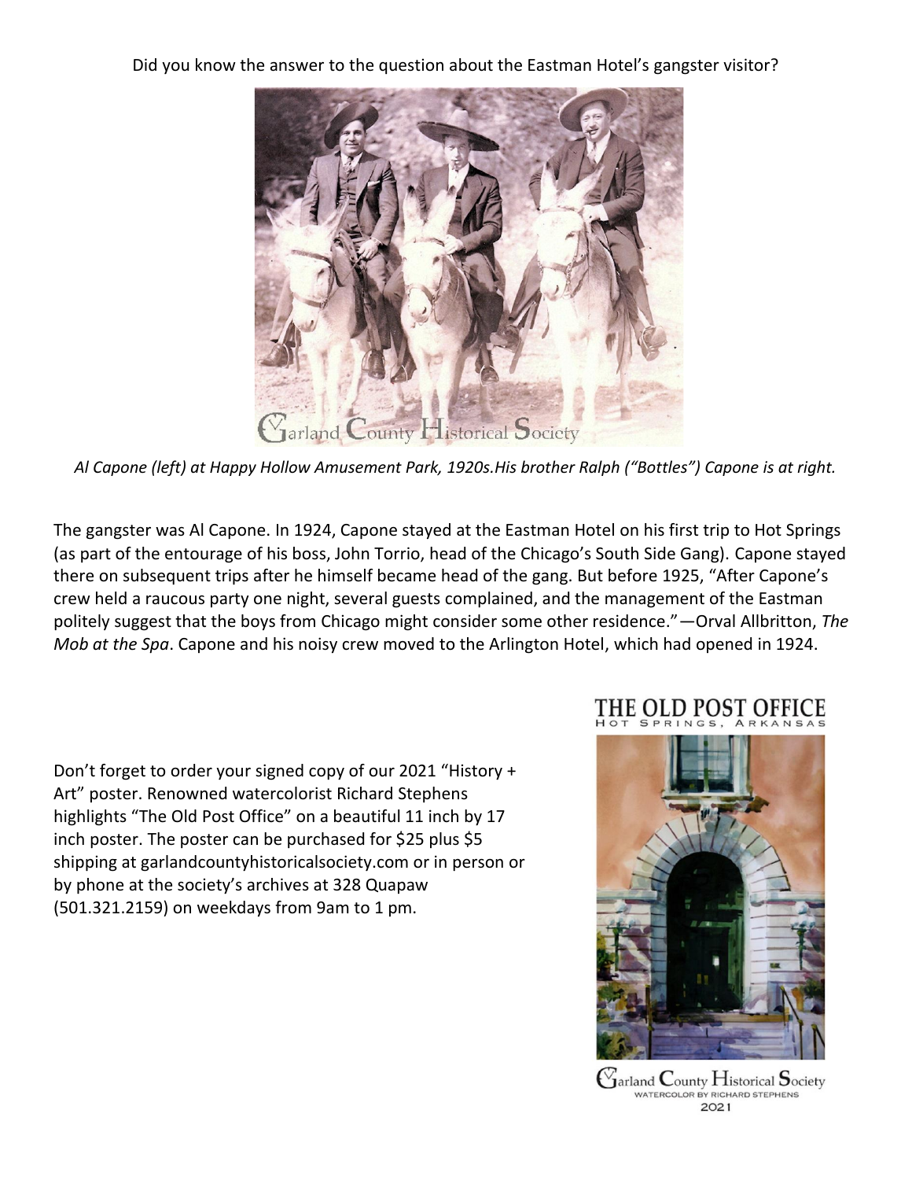Did you know the answer to the question about the Eastman Hotel's gangster visitor?

*Al Capone (left) at Happy Hollow Amusement Park, 1920s.His brother Ralph ("Bottles") Capone is at right.*

The gangster was Al Capone. In 1924, Capone stayed at the Eastman Hotel on his first trip to Hot Springs (as part of the entourage of his boss, John Torrio, head of the Chicago's South Side Gang). Capone stayed there on subsequent trips after he himself became head of the gang. But before 1925, "After Capone's crew held a raucous party one night, several guests complained, and the management of the Eastman politely suggest that the boys from Chicago might consider some other residence."—Orval Allbritton, *The Mob at the Spa*. Capone and his noisy crew moved to the Arlington Hotel, which had opened in 1924.

Don't forget to order your signed copy of our 2021 "History + Art" poster. Renowned watercolorist Richard Stephens highlights "The Old Post Office" on a beautiful 11 inch by 17 inch poster. The poster can be purchased for $25 plus $5 shipping at garlandcountyhistoricalsociety.com or in person or by phone at the society's archives at 328 Quapaw (501.321.2159) on weekdays from 9am to 1 pm.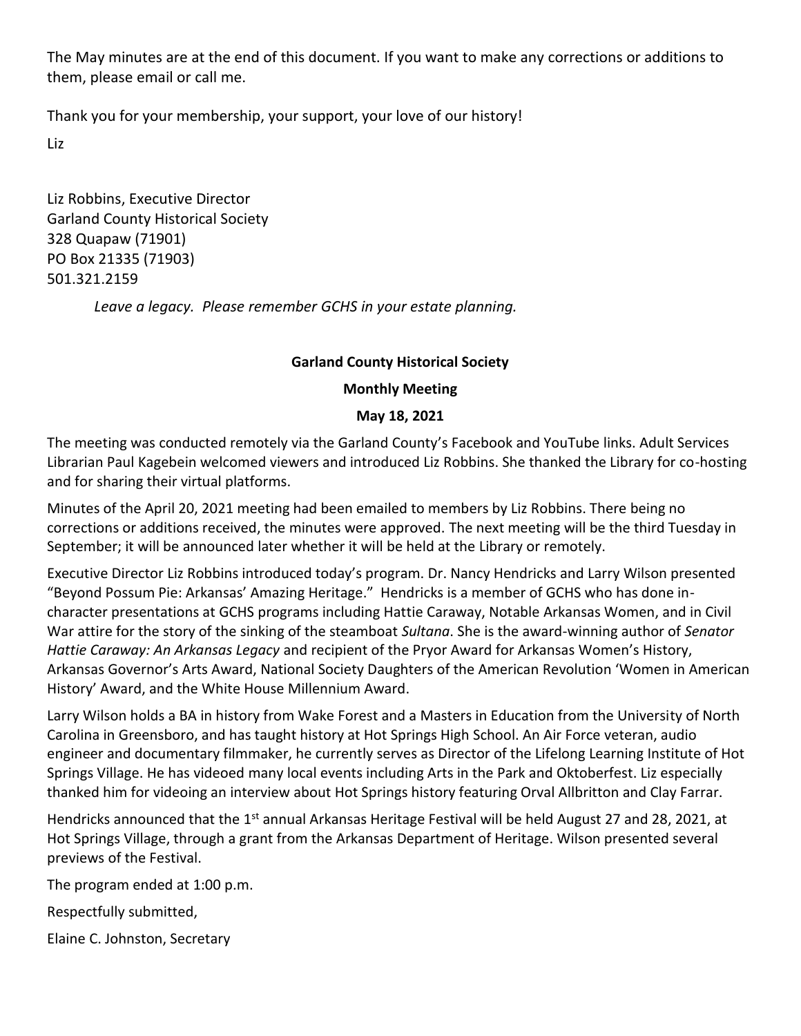The May minutes are at the end of this document. If you want to make any corrections or additions to them, please email or call me.

Thank you for your membership, your support, your love of our history!

Liz

Liz Robbins, Executive Director
Garland County Historical Society
328 Quapaw (71901)
PO Box 21335 (71903)
501.321.2159

*Leave a legacy. Please remember GCHS in your estate planning.*

**Garland County Historical Society**

**Monthly Meeting**

**May 18, 2021**

The meeting was conducted remotely via the Garland County's Facebook and YouTube links. Adult Services Librarian Paul Kagebein welcomed viewers and introduced Liz Robbins. She thanked the Library for co-hosting and for sharing their virtual platforms.

Minutes of the April 20, 2021 meeting had been emailed to members by Liz Robbins. There being no corrections or additions received, the minutes were approved. The next meeting will be the third Tuesday in September; it will be announced later whether it will be held at the Library or remotely.

Executive Director Liz Robbins introduced today's program. Dr. Nancy Hendricks and Larry Wilson presented "Beyond Possum Pie: Arkansas' Amazing Heritage." Hendricks is a member of GCHS who has done in-character presentations at GCHS programs including Hattie Caraway, Notable Arkansas Women, and in Civil War attire for the story of the sinking of the steamboat *Sultana*. She is the award-winning author of *Senator Hattie Caraway: An Arkansas Legacy* and recipient of the Pryor Award for Arkansas Women's History, Arkansas Governor's Arts Award, National Society Daughters of the American Revolution 'Women in American History' Award, and the White House Millennium Award.

Larry Wilson holds a BA in history from Wake Forest and a Masters in Education from the University of North Carolina in Greensboro, and has taught history at Hot Springs High School. An Air Force veteran, audio engineer and documentary filmmaker, he currently serves as Director of the Lifelong Learning Institute of Hot Springs Village. He has videoed many local events including Arts in the Park and Oktoberfest. Liz especially thanked him for videoing an interview about Hot Springs history featuring Orval Allbritton and Clay Farrar.

Hendricks announced that the 1st annual Arkansas Heritage Festival will be held August 27 and 28, 2021, at Hot Springs Village, through a grant from the Arkansas Department of Heritage. Wilson presented several previews of the Festival.

The program ended at 1:00 p.m.

Respectfully submitted,

Elaine C. Johnston, Secretary